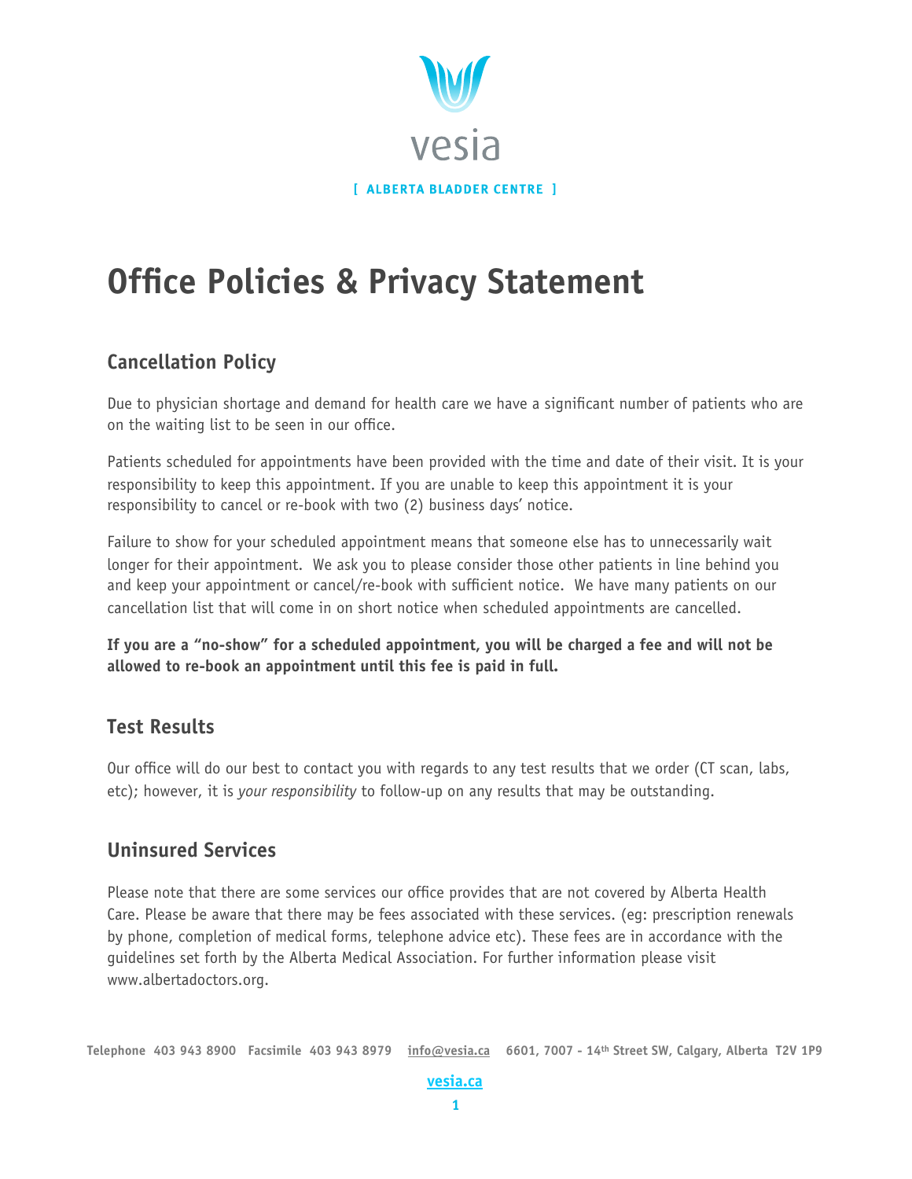vesia

[ ALBERTA BLADDER CENTRE ]

# Office Policies & Privacy Statement

## Cancellation Policy

Due to physician shortage and demand for health care we have a significant number of patients who are on the waiting list to be seen in our office.

Patients scheduled for appointments have been provided with the time and date of their visit. It is your responsibility to keep this appointment. If you are unable to keep this appointment it is your responsibility to cancel or re-book with two (2) business days' notice.

Failure to show for your scheduled appointment means that someone else has to unnecessarily wait longer for their appointment. We ask you to please consider those other patients in line behind you and keep your appointment or cancel/re-book with sufficient notice. We have many patients on our cancellation list that will come in on short notice when scheduled appointments are cancelled.

**If you are a "no-show" for a scheduled appointment, you will be charged a fee and will not be allowed to re-book an appointment until this fee is paid in full.**

## Test Results

Our office will do our best to contact you with regards to any test results that we order (CT scan, labs, etc); however, it is *your responsibility* to follow-up on any results that may be outstanding.

## Uninsured Services

Please note that there are some services our office provides that are not covered by Alberta Health Care. Please be aware that there may be fees associated with these services. (eg: prescription renewals by phone, completion of medical forms, telephone advice etc). These fees are in accordance with the guidelines set forth by the Alberta Medical Association. For further information please visit www.albertadoctors.org.

**Telephone** 403 943 8900 **Facsimile** 403 943 8979 info@vesia.ca 6601, 7007 - 14th Street SW, Calgary, Alberta T2V 1P9

vesia.ca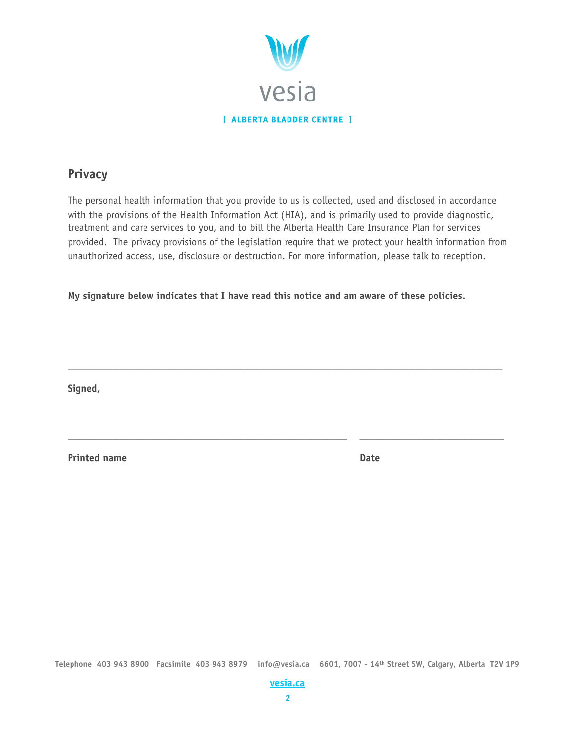vesia

[ ALBERTA BLADDER CENTRE ]

## Privacy

The personal health information that you provide to us is collected, used and disclosed in accordance with the provisions of the Health Information Act (HIA), and is primarily used to provide diagnostic, treatment and care services to you, and to bill the Alberta Health Care Insurance Plan for services provided. The privacy provisions of the legislation require that we protect your health information from unauthorized access, use, disclosure or destruction. For more information, please talk to reception.

**My signature below indicates that I have read this notice and am aware of these policies.**

\_\_\_\_\_\_\_\_\_\_\_\_\_\_\_\_\_\_\_\_\_\_\_\_\_\_\_\_\_\_\_\_\_\_\_\_\_\_\_\_\_\_\_\_\_\_\_\_\_\_\_\_\_\_\_\_\_\_\_\_

**Signed,**

\_\_\_\_\_\_\_\_\_\_\_\_\_\_\_\_\_\_\_\_\_\_\_\_\_\_\_\_\_\_\_\_\_\_\_\_\_\_\_ \_\_\_\_\_\_\_\_\_\_\_\_\_\_\_\_\_\_\_\_\_

**Printed name** **Date**

Telephone 403 943 8900 Facsimile 403 943 8979 info@vesia.ca 6601, 7007 - 14th Street SW, Calgary, Alberta T2V 1P9

vesia.ca